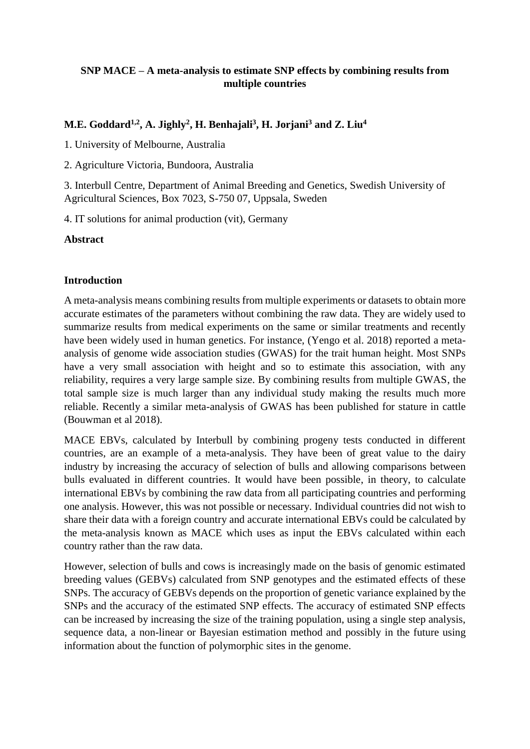**SNP MACE – A meta-analysis to estimate SNP effects by combining results from multiple countries**

**M.E. Goddard[1,2], A. Jighly[2], H. Benhajali[3], H. Jorjani[3] and Z. Liu[4]**

1. University of Melbourne, Australia

2. Agriculture Victoria, Bundoora, Australia

3. Interbull Centre, Department of Animal Breeding and Genetics, Swedish University of Agricultural Sciences, Box 7023, S-750 07, Uppsala, Sweden

4. IT solutions for animal production (vit), Germany

**Abstract**

**Introduction**

A meta-analysis means combining results from multiple experiments or datasets to obtain more accurate estimates of the parameters without combining the raw data. They are widely used to summarize results from medical experiments on the same or similar treatments and recently have been widely used in human genetics. For instance, (Yengo et al. 2018) reported a meta-analysis of genome wide association studies (GWAS) for the trait human height. Most SNPs have a very small association with height and so to estimate this association, with any reliability, requires a very large sample size. By combining results from multiple GWAS, the total sample size is much larger than any individual study making the results much more reliable. Recently a similar meta-analysis of GWAS has been published for stature in cattle (Bouwman et al 2018).

MACE EBVs, calculated by Interbull by combining progeny tests conducted in different countries, are an example of a meta-analysis. They have been of great value to the dairy industry by increasing the accuracy of selection of bulls and allowing comparisons between bulls evaluated in different countries. It would have been possible, in theory, to calculate international EBVs by combining the raw data from all participating countries and performing one analysis. However, this was not possible or necessary. Individual countries did not wish to share their data with a foreign country and accurate international EBVs could be calculated by the meta-analysis known as MACE which uses as input the EBVs calculated within each country rather than the raw data.

However, selection of bulls and cows is increasingly made on the basis of genomic estimated breeding values (GEBVs) calculated from SNP genotypes and the estimated effects of these SNPs. The accuracy of GEBVs depends on the proportion of genetic variance explained by the SNPs and the accuracy of the estimated SNP effects. The accuracy of estimated SNP effects can be increased by increasing the size of the training population, using a single step analysis, sequence data, a non-linear or Bayesian estimation method and possibly in the future using information about the function of polymorphic sites in the genome.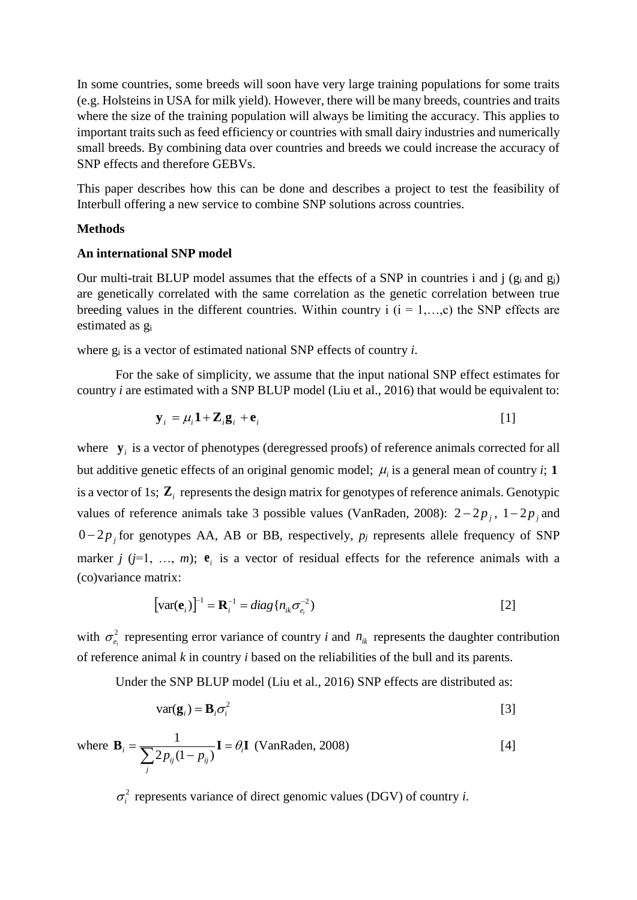In some countries, some breeds will soon have very large training populations for some traits (e.g. Holsteins in USA for milk yield). However, there will be many breeds, countries and traits where the size of the training population will always be limiting the accuracy. This applies to important traits such as feed efficiency or countries with small dairy industries and numerically small breeds. By combining data over countries and breeds we could increase the accuracy of SNP effects and therefore GEBVs.

This paper describes how this can be done and describes a project to test the feasibility of Interbull offering a new service to combine SNP solutions across countries.

**Methods**

**An international SNP model**

Our multi-trait BLUP model assumes that the effects of a SNP in countries i and j ($g_i$ and $g_j$) are genetically correlated with the same correlation as the genetic correlation between true breeding values in the different countries. Within country i (i = 1,…,c) the SNP effects are estimated as $g_i$

where $g_i$ is a vector of estimated national SNP effects of country *i*.

For the sake of simplicity, we assume that the input national SNP effect estimates for country *i* are estimated with a SNP BLUP model (Liu et al., 2016) that would be equivalent to:

$$\mathbf{y}_i = \mu_i \mathbf{1} + \mathbf{Z}_i \mathbf{g}_i + \mathbf{e}_i \quad [1]$$

where $\mathbf{y}_i$ is a vector of phenotypes (deregressed proofs) of reference animals corrected for all but additive genetic effects of an original genomic model; $\mu_i$ is a general mean of country *i*; $\mathbf{1}$ is a vector of 1s; $\mathbf{Z}_i$ represents the design matrix for genotypes of reference animals. Genotypic values of reference animals take 3 possible values (VanRaden, 2008): $2-2p_j$, $1-2p_j$ and $0-2p_j$ for genotypes AA, AB or BB, respectively, $p_j$ represents allele frequency of SNP marker *j* (*j*=1, …, *m*); $\mathbf{e}_i$ is a vector of residual effects for the reference animals with a (co)variance matrix:

$$\left[\text{var}(\mathbf{e}_i)\right]^{-1} = \mathbf{R}_i^{-1} = diag\{n_{ik}\sigma_{e_i}^{-2}\} \quad [2]$$

with $\sigma_{e_i}^2$ representing error variance of country *i* and $n_{ik}$ represents the daughter contribution of reference animal *k* in country *i* based on the reliabilities of the bull and its parents.

Under the SNP BLUP model (Liu et al., 2016) SNP effects are distributed as:

$$\text{var}(\mathbf{g}_i) = \mathbf{B}_i \sigma_i^2 \quad [3]$$

where $\mathbf{B}_i = \dfrac{1}{\sum_j 2p_{ij}(1-p_{ij})}\mathbf{I} = \theta_i \mathbf{I}$ (VanRaden, 2008) [4]

$\sigma_i^2$ represents variance of direct genomic values (DGV) of country *i*.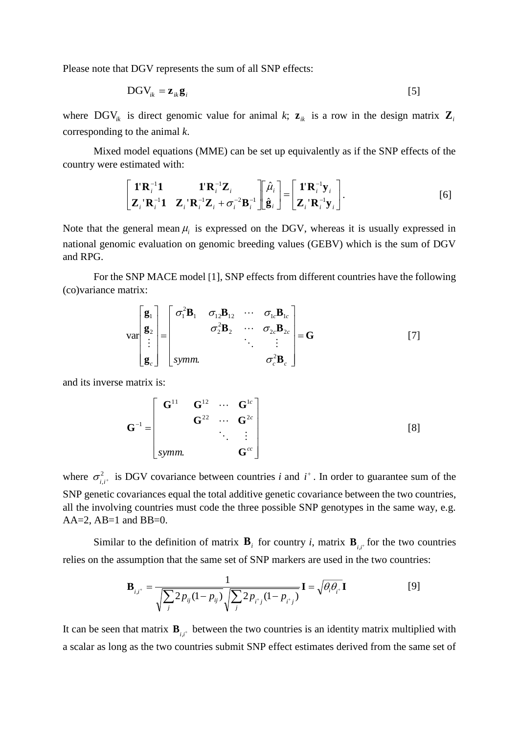Please note that DGV represents the sum of all SNP effects:

$$\mathrm{DGV}_{ik} = \mathbf{z}_{ik}\mathbf{g}_i \qquad [5]$$

where $\mathrm{DGV}_{ik}$ is direct genomic value for animal *k*; $\mathbf{z}_{ik}$ is a row in the design matrix $\mathbf{Z}_i$ corresponding to the animal *k*.

Mixed model equations (MME) can be set up equivalently as if the SNP effects of the country were estimated with:

$$\begin{bmatrix} \mathbf{1}'\mathbf{R}_i^{-1}\mathbf{1} & \mathbf{1}'\mathbf{R}_i^{-1}\mathbf{Z}_i \\ \mathbf{Z}_i'\mathbf{R}_i^{-1}\mathbf{1} & \mathbf{Z}_i'\mathbf{R}_i^{-1}\mathbf{Z}_i + \sigma_i^{-2}\mathbf{B}_i^{-1} \end{bmatrix} \begin{bmatrix} \hat{\mu}_i \\ \hat{\mathbf{g}}_i \end{bmatrix} = \begin{bmatrix} \mathbf{1}'\mathbf{R}_i^{-1}\mathbf{y}_i \\ \mathbf{Z}_i'\mathbf{R}_i^{-1}\mathbf{y}_i \end{bmatrix}. \qquad [6]$$

Note that the general mean $\mu_i$ is expressed on the DGV, whereas it is usually expressed in national genomic evaluation on genomic breeding values (GEBV) which is the sum of DGV and RPG.

For the SNP MACE model [1], SNP effects from different countries have the following (co)variance matrix:

$$\mathrm{var}\begin{bmatrix} \mathbf{g}_1 \\ \mathbf{g}_2 \\ \vdots \\ \mathbf{g}_c \end{bmatrix} = \begin{bmatrix} \sigma_1^2\mathbf{B}_1 & \sigma_{12}\mathbf{B}_{12} & \cdots & \sigma_{1c}\mathbf{B}_{1c} \\ & \sigma_2^2\mathbf{B}_2 & \cdots & \sigma_{2c}\mathbf{B}_{2c} \\ & & \ddots & \vdots \\ symm. & & & \sigma_c^2\mathbf{B}_c \end{bmatrix} = \mathbf{G} \qquad [7]$$

and its inverse matrix is:

$$\mathbf{G}^{-1} = \begin{bmatrix} \mathbf{G}^{11} & \mathbf{G}^{12} & \cdots & \mathbf{G}^{1c} \\ & \mathbf{G}^{22} & \cdots & \mathbf{G}^{2c} \\ & & \ddots & \vdots \\ symm. & & & \mathbf{G}^{cc} \end{bmatrix} \qquad [8]$$

where $\sigma_{i,i^+}^2$ is DGV covariance between countries *i* and $i^+$. In order to guarantee sum of the SNP genetic covariances equal the total additive genetic covariance between the two countries, all the involving countries must code the three possible SNP genotypes in the same way, e.g. AA=2, AB=1 and BB=0.

Similar to the definition of matrix $\mathbf{B}_i$ for country *i*, matrix $\mathbf{B}_{i,i^+}$ for the two countries relies on the assumption that the same set of SNP markers are used in the two countries:

$$\mathbf{B}_{i,i^+} = \frac{1}{\sqrt{\sum_j 2p_{ij}(1-p_{ij})}\sqrt{\sum_j 2p_{i^+j}(1-p_{i^+j})}}\mathbf{I} = \sqrt{\theta_i\theta_{i^+}}\mathbf{I} \qquad [9]$$

It can be seen that matrix $\mathbf{B}_{i,i^+}$ between the two countries is an identity matrix multiplied with a scalar as long as the two countries submit SNP effect estimates derived from the same set of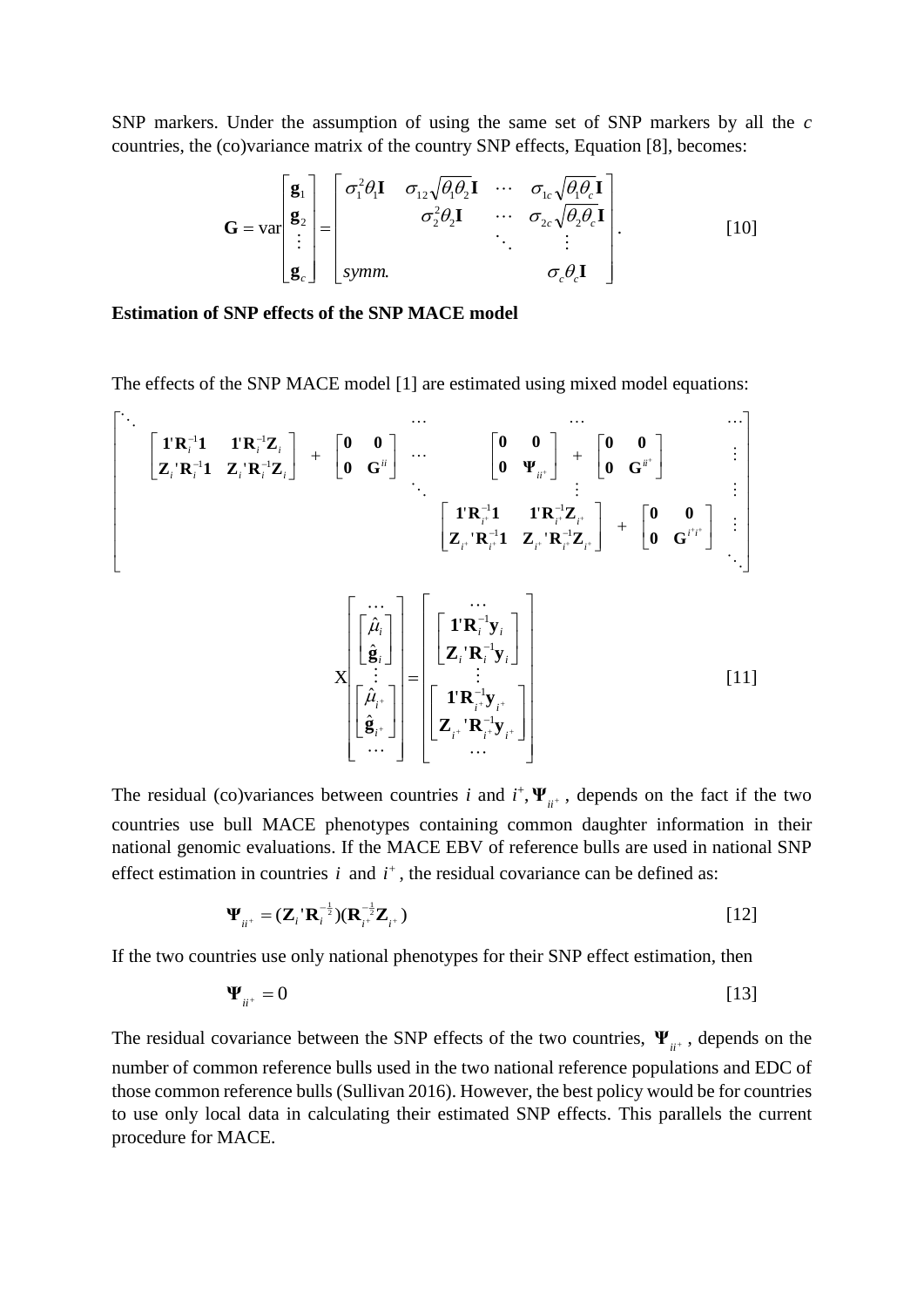SNP markers. Under the assumption of using the same set of SNP markers by all the $c$ countries, the (co)variance matrix of the country SNP effects, Equation [8], becomes:

$$\mathbf{G} = \text{var}\begin{bmatrix} \mathbf{g}_1 \\ \mathbf{g}_2 \\ \vdots \\ \mathbf{g}_c \end{bmatrix} = \begin{bmatrix} \sigma_1^2\theta_1\mathbf{I} & \sigma_{12}\sqrt{\theta_1\theta_2}\mathbf{I} & \cdots & \sigma_{1c}\sqrt{\theta_1\theta_c}\mathbf{I} \\ & \sigma_2^2\theta_2\mathbf{I} & \cdots & \sigma_{2c}\sqrt{\theta_2\theta_c}\mathbf{I} \\ & & \ddots & \vdots \\ symm. & & & \sigma_c\theta_c\mathbf{I} \end{bmatrix}. \qquad [10]$$

**Estimation of SNP effects of the SNP MACE model**

The effects of the SNP MACE model [1] are estimated using mixed model equations:

$$\begin{bmatrix} \ddots & & \cdots & & \cdots & \cdots \\ & \begin{bmatrix} \mathbf{1}'\mathbf{R}_i^{-1}\mathbf{1} & \mathbf{1}'\mathbf{R}_i^{-1}\mathbf{Z}_i \\ \mathbf{Z}_i'\mathbf{R}_i^{-1}\mathbf{1} & \mathbf{Z}_i'\mathbf{R}_i^{-1}\mathbf{Z}_i \end{bmatrix} + \begin{bmatrix} \mathbf{0} & \mathbf{0} \\ \mathbf{0} & \mathbf{G}^{ii} \end{bmatrix} & \cdots & \begin{bmatrix} \mathbf{0} & \mathbf{0} \\ \mathbf{0} & \mathbf{\Psi}_{ii^+} \end{bmatrix} + \begin{bmatrix} \mathbf{0} & \mathbf{0} \\ \mathbf{0} & \mathbf{G}^{ii^+} \end{bmatrix} & & \vdots \\ & & \ddots & \vdots & & \vdots \\ & & & \begin{bmatrix} \mathbf{1}'\mathbf{R}_{i^+}^{-1}\mathbf{1} & \mathbf{1}'\mathbf{R}_{i^+}^{-1}\mathbf{Z}_{i^+} \\ \mathbf{Z}_{i^+}'\mathbf{R}_{i^+}^{-1}\mathbf{1} & \mathbf{Z}_{i^+}'\mathbf{R}_{i^+}^{-1}\mathbf{Z}_{i^+} \end{bmatrix} + \begin{bmatrix} \mathbf{0} & \mathbf{0} \\ \mathbf{0} & \mathbf{G}^{i^+i^+} \end{bmatrix} & & \vdots \\ & & & & & \ddots \end{bmatrix}$$

$$\text{X}\begin{bmatrix} \cdots \\ \begin{bmatrix} \hat{\mu}_i \\ \hat{\mathbf{g}}_i \end{bmatrix} \\ \vdots \\ \begin{bmatrix} \hat{\mu}_{i^+} \\ \hat{\mathbf{g}}_{i^+} \end{bmatrix} \\ \cdots \end{bmatrix} = \begin{bmatrix} \cdots \\ \begin{bmatrix} \mathbf{1}'\mathbf{R}_i^{-1}\mathbf{y}_i \\ \mathbf{Z}_i'\mathbf{R}_i^{-1}\mathbf{y}_i \end{bmatrix} \\ \vdots \\ \begin{bmatrix} \mathbf{1}'\mathbf{R}_{i^+}^{-1}\mathbf{y}_{i^+} \\ \mathbf{Z}_{i^+}'\mathbf{R}_{i^+}^{-1}\mathbf{y}_{i^+} \end{bmatrix} \\ \cdots \end{bmatrix} \qquad [11]$$

The residual (co)variances between countries $i$ and $i^+$, $\mathbf{\Psi}_{ii^+}$, depends on the fact if the two countries use bull MACE phenotypes containing common daughter information in their national genomic evaluations. If the MACE EBV of reference bulls are used in national SNP effect estimation in countries $i$ and $i^+$, the residual covariance can be defined as:

$$\mathbf{\Psi}_{ii^+} = (\mathbf{Z}_i'\mathbf{R}_i^{-\frac{1}{2}})(\mathbf{R}_{i^+}^{-\frac{1}{2}}\mathbf{Z}_{i^+}) \qquad [12]$$

If the two countries use only national phenotypes for their SNP effect estimation, then

$$\mathbf{\Psi}_{ii^+} = 0 \qquad [13]$$

The residual covariance between the SNP effects of the two countries, $\mathbf{\Psi}_{ii^+}$, depends on the number of common reference bulls used in the two national reference populations and EDC of those common reference bulls (Sullivan 2016). However, the best policy would be for countries to use only local data in calculating their estimated SNP effects. This parallels the current procedure for MACE.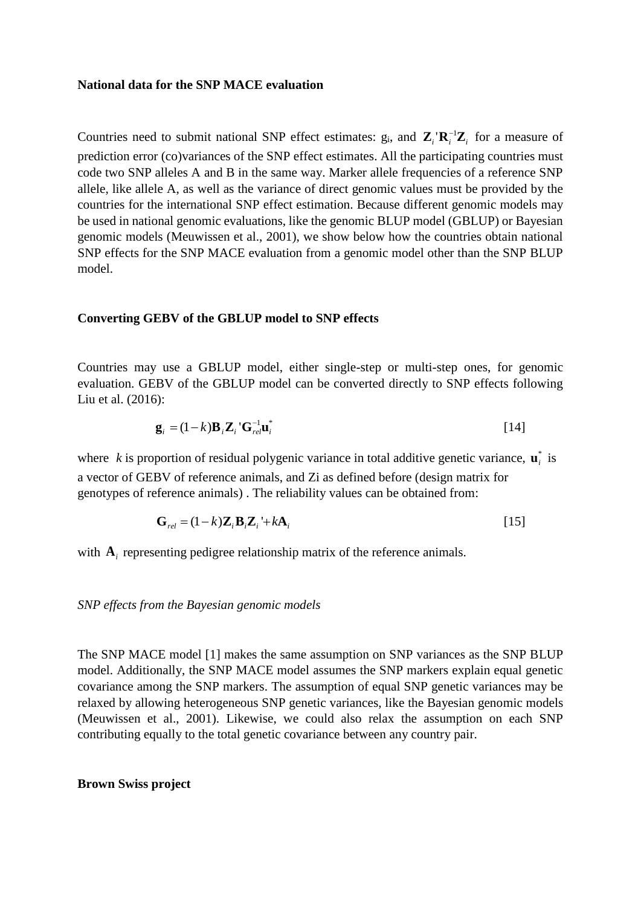**National data for the SNP MACE evaluation**

Countries need to submit national SNP effect estimates: $g_i$, and $\mathbf{Z}_i'\mathbf{R}_i^{-1}\mathbf{Z}_i$ for a measure of prediction error (co)variances of the SNP effect estimates. All the participating countries must code two SNP alleles A and B in the same way. Marker allele frequencies of a reference SNP allele, like allele A, as well as the variance of direct genomic values must be provided by the countries for the international SNP effect estimation. Because different genomic models may be used in national genomic evaluations, like the genomic BLUP model (GBLUP) or Bayesian genomic models (Meuwissen et al., 2001), we show below how the countries obtain national SNP effects for the SNP MACE evaluation from a genomic model other than the SNP BLUP model.

**Converting GEBV of the GBLUP model to SNP effects**

Countries may use a GBLUP model, either single-step or multi-step ones, for genomic evaluation. GEBV of the GBLUP model can be converted directly to SNP effects following Liu et al. (2016):

$$\mathbf{g}_i = (1-k)\mathbf{B}_i\mathbf{Z}_i'\mathbf{G}_{rel}^{-1}\mathbf{u}_i^* \qquad [14]$$

where $k$ is proportion of residual polygenic variance in total additive genetic variance, $\mathbf{u}_i^*$ is a vector of GEBV of reference animals, and Zi as defined before (design matrix for genotypes of reference animals) . The reliability values can be obtained from:

$$\mathbf{G}_{rel} = (1-k)\mathbf{Z}_i\mathbf{B}_i\mathbf{Z}_i' + k\mathbf{A}_i \qquad [15]$$

with $\mathbf{A}_i$ representing pedigree relationship matrix of the reference animals.

*SNP effects from the Bayesian genomic models*

The SNP MACE model [1] makes the same assumption on SNP variances as the SNP BLUP model. Additionally, the SNP MACE model assumes the SNP markers explain equal genetic covariance among the SNP markers. The assumption of equal SNP genetic variances may be relaxed by allowing heterogeneous SNP genetic variances, like the Bayesian genomic models (Meuwissen et al., 2001). Likewise, we could also relax the assumption on each SNP contributing equally to the total genetic covariance between any country pair.

**Brown Swiss project**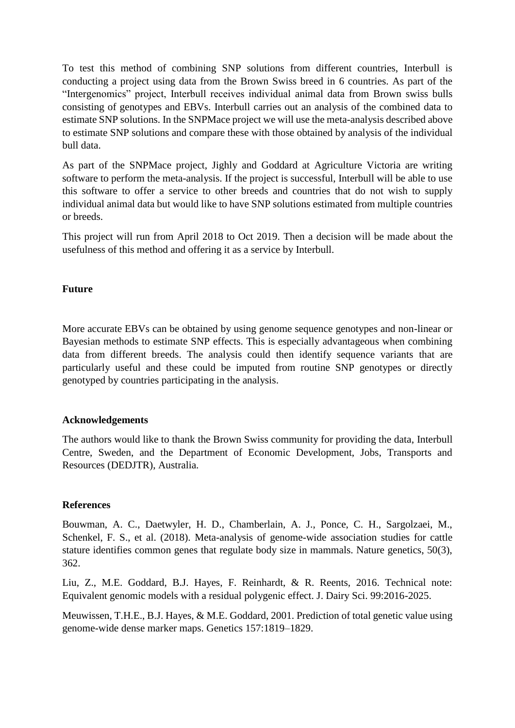To test this method of combining SNP solutions from different countries, Interbull is conducting a project using data from the Brown Swiss breed in 6 countries. As part of the "Intergenomics" project, Interbull receives individual animal data from Brown swiss bulls consisting of genotypes and EBVs. Interbull carries out an analysis of the combined data to estimate SNP solutions. In the SNPMace project we will use the meta-analysis described above to estimate SNP solutions and compare these with those obtained by analysis of the individual bull data.

As part of the SNPMace project, Jighly and Goddard at Agriculture Victoria are writing software to perform the meta-analysis. If the project is successful, Interbull will be able to use this software to offer a service to other breeds and countries that do not wish to supply individual animal data but would like to have SNP solutions estimated from multiple countries or breeds.

This project will run from April 2018 to Oct 2019. Then a decision will be made about the usefulness of this method and offering it as a service by Interbull.

**Future**

More accurate EBVs can be obtained by using genome sequence genotypes and non-linear or Bayesian methods to estimate SNP effects. This is especially advantageous when combining data from different breeds. The analysis could then identify sequence variants that are particularly useful and these could be imputed from routine SNP genotypes or directly genotyped by countries participating in the analysis.

**Acknowledgements**

The authors would like to thank the Brown Swiss community for providing the data, Interbull Centre, Sweden, and the Department of Economic Development, Jobs, Transports and Resources (DEDJTR), Australia.

**References**

Bouwman, A. C., Daetwyler, H. D., Chamberlain, A. J., Ponce, C. H., Sargolzaei, M., Schenkel, F. S., et al. (2018). Meta-analysis of genome-wide association studies for cattle stature identifies common genes that regulate body size in mammals. Nature genetics, 50(3), 362.

Liu, Z., M.E. Goddard, B.J. Hayes, F. Reinhardt, & R. Reents, 2016. Technical note: Equivalent genomic models with a residual polygenic effect. J. Dairy Sci. 99:2016-2025.

Meuwissen, T.H.E., B.J. Hayes, & M.E. Goddard, 2001. Prediction of total genetic value using genome-wide dense marker maps. Genetics 157:1819–1829.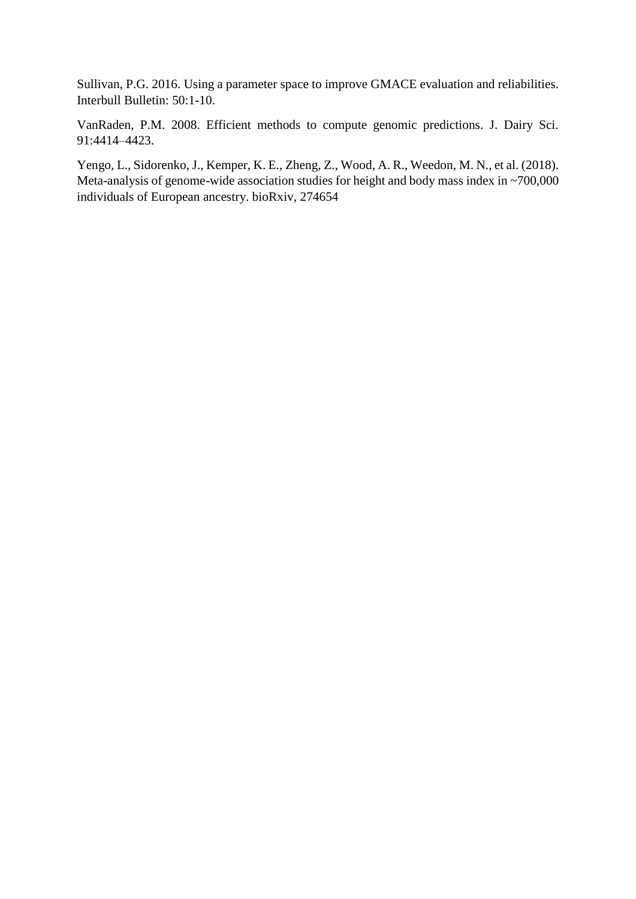Sullivan, P.G. 2016. Using a parameter space to improve GMACE evaluation and reliabilities. Interbull Bulletin: 50:1-10.

VanRaden, P.M. 2008. Efficient methods to compute genomic predictions. J. Dairy Sci. 91:4414–4423.

Yengo, L., Sidorenko, J., Kemper, K. E., Zheng, Z., Wood, A. R., Weedon, M. N., et al. (2018). Meta-analysis of genome-wide association studies for height and body mass index in ~700,000 individuals of European ancestry. bioRxiv, 274654